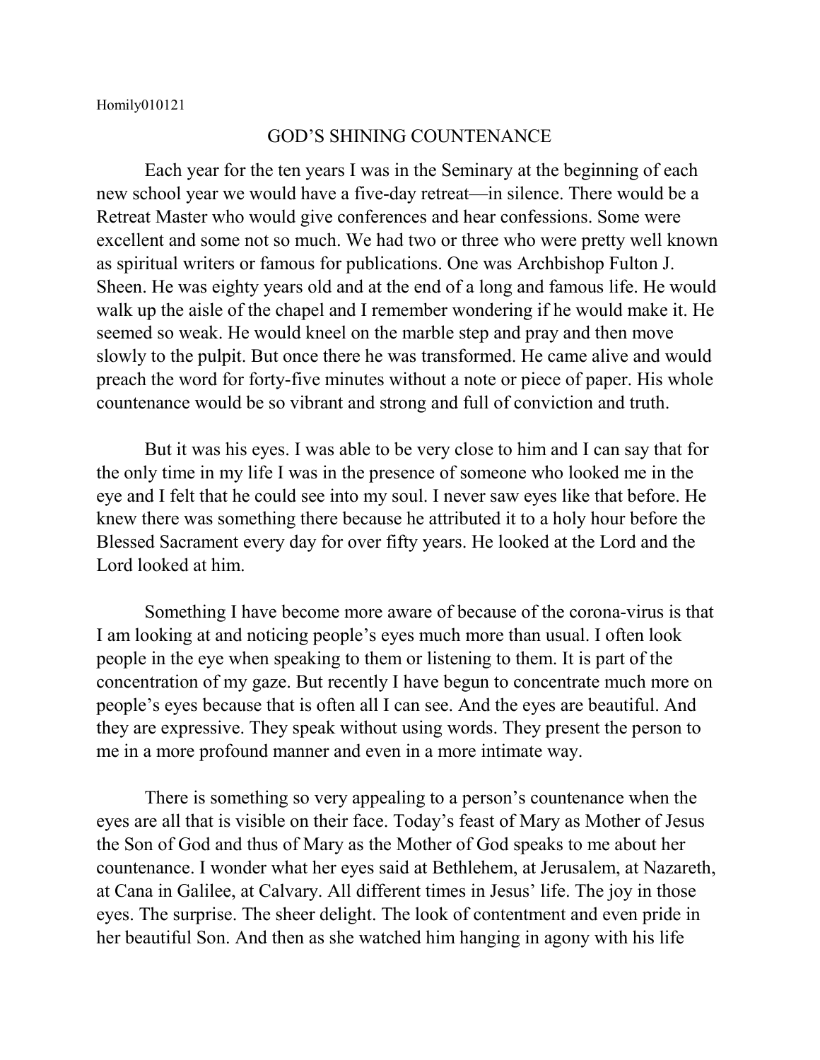Homily010121

# GOD'S SHINING COUNTENANCE

Each year for the ten years I was in the Seminary at the beginning of each new school year we would have a five-day retreat—in silence. There would be a Retreat Master who would give conferences and hear confessions. Some were excellent and some not so much. We had two or three who were pretty well known as spiritual writers or famous for publications. One was Archbishop Fulton J. Sheen. He was eighty years old and at the end of a long and famous life. He would walk up the aisle of the chapel and I remember wondering if he would make it. He seemed so weak. He would kneel on the marble step and pray and then move slowly to the pulpit. But once there he was transformed. He came alive and would preach the word for forty-five minutes without a note or piece of paper. His whole countenance would be so vibrant and strong and full of conviction and truth.

But it was his eyes. I was able to be very close to him and I can say that for the only time in my life I was in the presence of someone who looked me in the eye and I felt that he could see into my soul. I never saw eyes like that before. He knew there was something there because he attributed it to a holy hour before the Blessed Sacrament every day for over fifty years. He looked at the Lord and the Lord looked at him.

Something I have become more aware of because of the corona-virus is that I am looking at and noticing people's eyes much more than usual. I often look people in the eye when speaking to them or listening to them. It is part of the concentration of my gaze. But recently I have begun to concentrate much more on people's eyes because that is often all I can see. And the eyes are beautiful. And they are expressive. They speak without using words. They present the person to me in a more profound manner and even in a more intimate way.

There is something so very appealing to a person's countenance when the eyes are all that is visible on their face. Today's feast of Mary as Mother of Jesus the Son of God and thus of Mary as the Mother of God speaks to me about her countenance. I wonder what her eyes said at Bethlehem, at Jerusalem, at Nazareth, at Cana in Galilee, at Calvary. All different times in Jesus' life. The joy in those eyes. The surprise. The sheer delight. The look of contentment and even pride in her beautiful Son. And then as she watched him hanging in agony with his life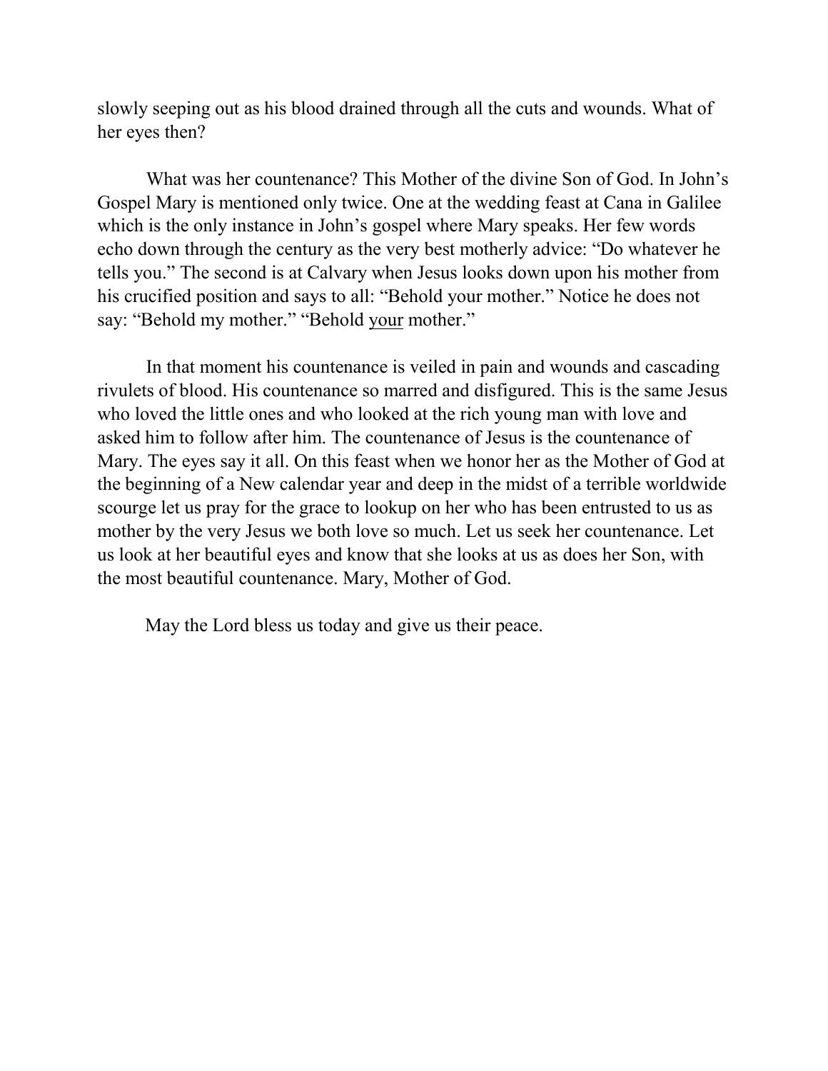slowly seeping out as his blood drained through all the cuts and wounds. What of her eyes then?

What was her countenance? This Mother of the divine Son of God. In John's Gospel Mary is mentioned only twice. One at the wedding feast at Cana in Galilee which is the only instance in John's gospel where Mary speaks. Her few words echo down through the century as the very best motherly advice: "Do whatever he tells you." The second is at Calvary when Jesus looks down upon his mother from his crucified position and says to all: "Behold your mother." Notice he does not say: "Behold my mother." "Behold <u>your</u> mother."

In that moment his countenance is veiled in pain and wounds and cascading rivulets of blood. His countenance so marred and disfigured. This is the same Jesus who loved the little ones and who looked at the rich young man with love and asked him to follow after him. The countenance of Jesus is the countenance of Mary. The eyes say it all. On this feast when we honor her as the Mother of God at the beginning of a New calendar year and deep in the midst of a terrible worldwide scourge let us pray for the grace to lookup on her who has been entrusted to us as mother by the very Jesus we both love so much. Let us seek her countenance. Let us look at her beautiful eyes and know that she looks at us as does her Son, with the most beautiful countenance. Mary, Mother of God.

May the Lord bless us today and give us their peace.